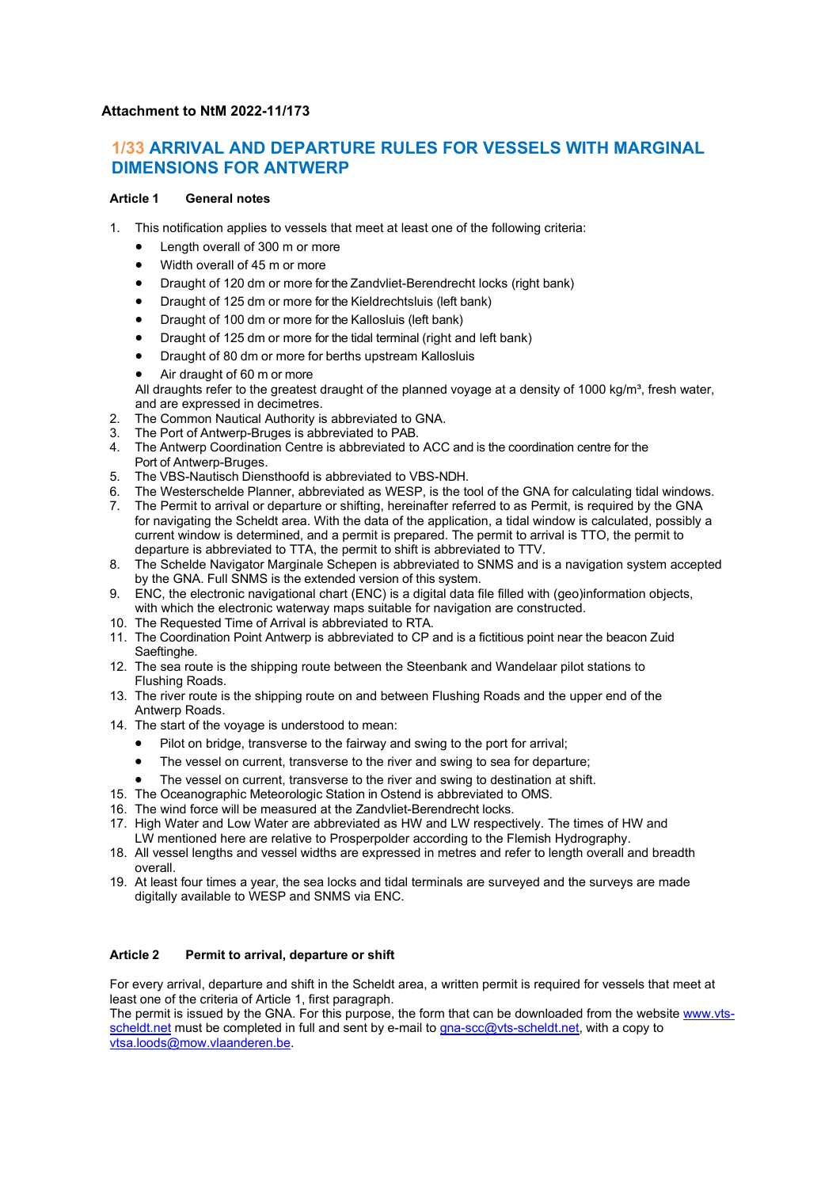**Attachment to NtM 2022-11/173**

# 1/33 ARRIVAL AND DEPARTURE RULES FOR VESSELS WITH MARGINAL DIMENSIONS FOR ANTWERP

**Article 1 General notes**

1. This notification applies to vessels that meet at least one of the following criteria:
   - Length overall of 300 m or more
   - Width overall of 45 m or more
   - Draught of 120 dm or more for the Zandvliet-Berendrecht locks (right bank)
   - Draught of 125 dm or more for the Kieldrechtsluis (left bank)
   - Draught of 100 dm or more for the Kallosluis (left bank)
   - Draught of 125 dm or more for the tidal terminal (right and left bank)
   - Draught of 80 dm or more for berths upstream Kallosluis
   - Air draught of 60 m or more

   All draughts refer to the greatest draught of the planned voyage at a density of 1000 kg/m³, fresh water, and are expressed in decimetres.
2. The Common Nautical Authority is abbreviated to GNA.
3. The Port of Antwerp-Bruges is abbreviated to PAB.
4. The Antwerp Coordination Centre is abbreviated to ACC and is the coordination centre for the Port of Antwerp-Bruges.
5. The VBS-Nautisch Diensthoofd is abbreviated to VBS-NDH.
6. The Westerschelde Planner, abbreviated as WESP, is the tool of the GNA for calculating tidal windows.
7. The Permit to arrival or departure or shifting, hereinafter referred to as Permit, is required by the GNA for navigating the Scheldt area. With the data of the application, a tidal window is calculated, possibly a current window is determined, and a permit is prepared. The permit to arrival is TTO, the permit to departure is abbreviated to TTA, the permit to shift is abbreviated to TTV.
8. The Schelde Navigator Marginale Schepen is abbreviated to SNMS and is a navigation system accepted by the GNA. Full SNMS is the extended version of this system.
9. ENC, the electronic navigational chart (ENC) is a digital data file filled with (geo)information objects, with which the electronic waterway maps suitable for navigation are constructed.
10. The Requested Time of Arrival is abbreviated to RTA.
11. The Coordination Point Antwerp is abbreviated to CP and is a fictitious point near the beacon Zuid Saeftinghe.
12. The sea route is the shipping route between the Steenbank and Wandelaar pilot stations to Flushing Roads.
13. The river route is the shipping route on and between Flushing Roads and the upper end of the Antwerp Roads.
14. The start of the voyage is understood to mean:
    - Pilot on bridge, transverse to the fairway and swing to the port for arrival;
    - The vessel on current, transverse to the river and swing to sea for departure;
    - The vessel on current, transverse to the river and swing to destination at shift.
15. The Oceanographic Meteorologic Station in Ostend is abbreviated to OMS.
16. The wind force will be measured at the Zandvliet-Berendrecht locks.
17. High Water and Low Water are abbreviated as HW and LW respectively. The times of HW and LW mentioned here are relative to Prosperpolder according to the Flemish Hydrography.
18. All vessel lengths and vessel widths are expressed in metres and refer to length overall and breadth overall.
19. At least four times a year, the sea locks and tidal terminals are surveyed and the surveys are made digitally available to WESP and SNMS via ENC.

**Article 2 Permit to arrival, departure or shift**

For every arrival, departure and shift in the Scheldt area, a written permit is required for vessels that meet at least one of the criteria of Article 1, first paragraph.
The permit is issued by the GNA. For this purpose, the form that can be downloaded from the website www.vts-scheldt.net must be completed in full and sent by e-mail to gna-scc@vts-scheldt.net, with a copy to vtsa.loods@mow.vlaanderen.be.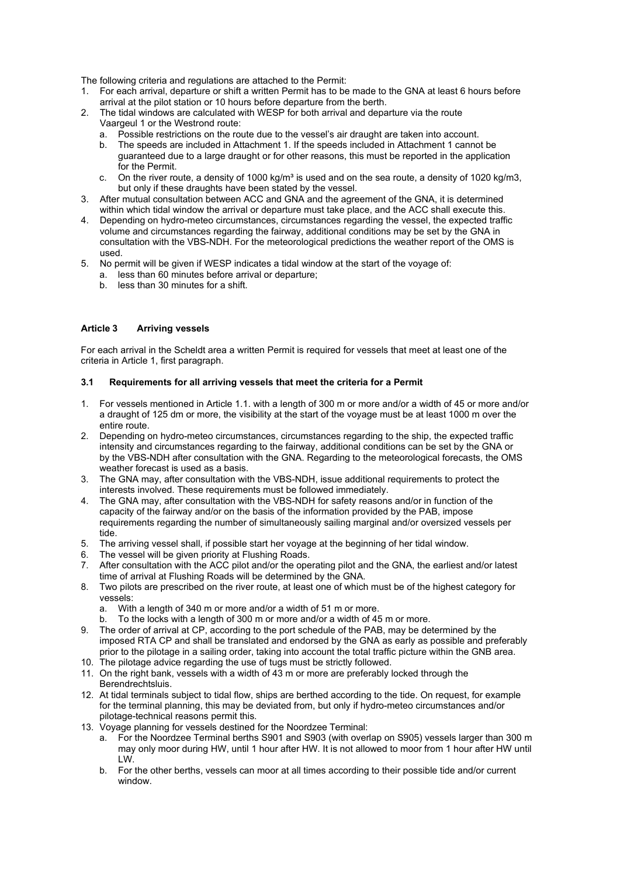The following criteria and regulations are attached to the Permit:

1. For each arrival, departure or shift a written Permit has to be made to the GNA at least 6 hours before arrival at the pilot station or 10 hours before departure from the berth.
2. The tidal windows are calculated with WESP for both arrival and departure via the route Vaargeul 1 or the Westrond route:
   a. Possible restrictions on the route due to the vessel's air draught are taken into account.
   b. The speeds are included in Attachment 1. If the speeds included in Attachment 1 cannot be guaranteed due to a large draught or for other reasons, this must be reported in the application for the Permit.
   c. On the river route, a density of 1000 kg/m³ is used and on the sea route, a density of 1020 kg/m3, but only if these draughts have been stated by the vessel.
3. After mutual consultation between ACC and GNA and the agreement of the GNA, it is determined within which tidal window the arrival or departure must take place, and the ACC shall execute this.
4. Depending on hydro-meteo circumstances, circumstances regarding the vessel, the expected traffic volume and circumstances regarding the fairway, additional conditions may be set by the GNA in consultation with the VBS-NDH. For the meteorological predictions the weather report of the OMS is used.
5. No permit will be given if WESP indicates a tidal window at the start of the voyage of:
   a. less than 60 minutes before arrival or departure;
   b. less than 30 minutes for a shift.

## Article 3 Arriving vessels

For each arrival in the Scheldt area a written Permit is required for vessels that meet at least one of the criteria in Article 1, first paragraph.

### 3.1 Requirements for all arriving vessels that meet the criteria for a Permit

1. For vessels mentioned in Article 1.1. with a length of 300 m or more and/or a width of 45 or more and/or a draught of 125 dm or more, the visibility at the start of the voyage must be at least 1000 m over the entire route.
2. Depending on hydro-meteo circumstances, circumstances regarding to the ship, the expected traffic intensity and circumstances regarding to the fairway, additional conditions can be set by the GNA or by the VBS-NDH after consultation with the GNA. Regarding to the meteorological forecasts, the OMS weather forecast is used as a basis.
3. The GNA may, after consultation with the VBS-NDH, issue additional requirements to protect the interests involved. These requirements must be followed immediately.
4. The GNA may, after consultation with the VBS-NDH for safety reasons and/or in function of the capacity of the fairway and/or on the basis of the information provided by the PAB, impose requirements regarding the number of simultaneously sailing marginal and/or oversized vessels per tide.
5. The arriving vessel shall, if possible start her voyage at the beginning of her tidal window.
6. The vessel will be given priority at Flushing Roads.
7. After consultation with the ACC pilot and/or the operating pilot and the GNA, the earliest and/or latest time of arrival at Flushing Roads will be determined by the GNA.
8. Two pilots are prescribed on the river route, at least one of which must be of the highest category for vessels:
   a. With a length of 340 m or more and/or a width of 51 m or more.
   b. To the locks with a length of 300 m or more and/or a width of 45 m or more.
9. The order of arrival at CP, according to the port schedule of the PAB, may be determined by the imposed RTA CP and shall be translated and endorsed by the GNA as early as possible and preferably prior to the pilotage in a sailing order, taking into account the total traffic picture within the GNB area.
10. The pilotage advice regarding the use of tugs must be strictly followed.
11. On the right bank, vessels with a width of 43 m or more are preferably locked through the Berendrechtsluis.
12. At tidal terminals subject to tidal flow, ships are berthed according to the tide. On request, for example for the terminal planning, this may be deviated from, but only if hydro-meteo circumstances and/or pilotage-technical reasons permit this.
13. Voyage planning for vessels destined for the Noordzee Terminal:
    a. For the Noordzee Terminal berths S901 and S903 (with overlap on S905) vessels larger than 300 m may only moor during HW, until 1 hour after HW. It is not allowed to moor from 1 hour after HW until LW.
    b. For the other berths, vessels can moor at all times according to their possible tide and/or current window.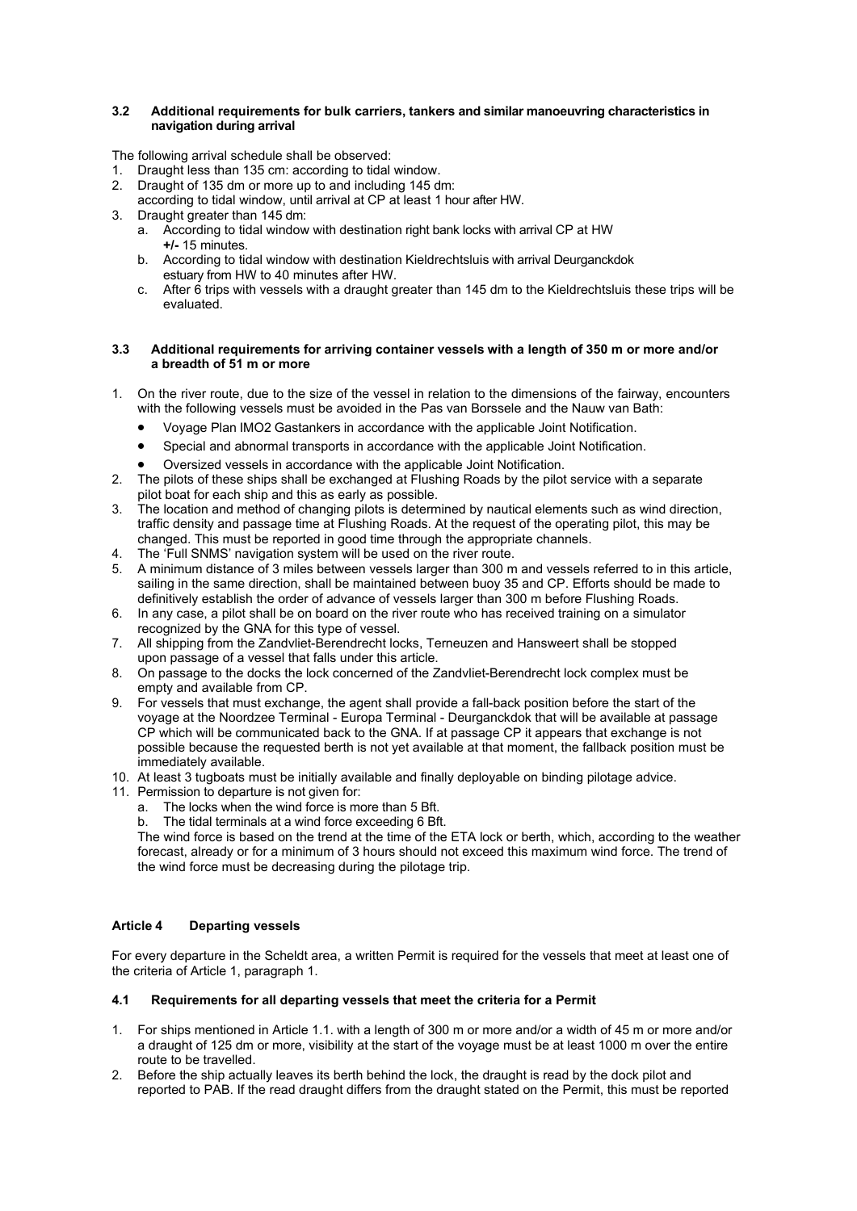### 3.2 Additional requirements for bulk carriers, tankers and similar manoeuvring characteristics in navigation during arrival

The following arrival schedule shall be observed:

1. Draught less than 135 cm: according to tidal window.
2. Draught of 135 dm or more up to and including 145 dm:
   according to tidal window, until arrival at CP at least 1 hour after HW.
3. Draught greater than 145 dm:
   a. According to tidal window with destination right bank locks with arrival CP at HW **+/-** 15 minutes.
   b. According to tidal window with destination Kieldrechtsluis with arrival Deurganckdok estuary from HW to 40 minutes after HW.
   c. After 6 trips with vessels with a draught greater than 145 dm to the Kieldrechtsluis these trips will be evaluated.

### 3.3 Additional requirements for arriving container vessels with a length of 350 m or more and/or a breadth of 51 m or more

1. On the river route, due to the size of the vessel in relation to the dimensions of the fairway, encounters with the following vessels must be avoided in the Pas van Borsselе and the Nauw van Bath:
   - Voyage Plan IMO2 Gastankers in accordance with the applicable Joint Notification.
   - Special and abnormal transports in accordance with the applicable Joint Notification.
   - Oversized vessels in accordance with the applicable Joint Notification.
2. The pilots of these ships shall be exchanged at Flushing Roads by the pilot service with a separate pilot boat for each ship and this as early as possible.
3. The location and method of changing pilots is determined by nautical elements such as wind direction, traffic density and passage time at Flushing Roads. At the request of the operating pilot, this may be changed. This must be reported in good time through the appropriate channels.
4. The 'Full SNMS' navigation system will be used on the river route.
5. A minimum distance of 3 miles between vessels larger than 300 m and vessels referred to in this article, sailing in the same direction, shall be maintained between buoy 35 and CP. Efforts should be made to definitively establish the order of advance of vessels larger than 300 m before Flushing Roads.
6. In any case, a pilot shall be on board on the river route who has received training on a simulator recognized by the GNA for this type of vessel.
7. All shipping from the Zandvliet-Berendrecht locks, Terneuzen and Hansweert shall be stopped upon passage of a vessel that falls under this article.
8. On passage to the docks the lock concerned of the Zandvliet-Berendrecht lock complex must be empty and available from CP.
9. For vessels that must exchange, the agent shall provide a fall-back position before the start of the voyage at the Noordzee Terminal - Europa Terminal - Deurganckdok that will be available at passage CP which will be communicated back to the GNA. If at passage CP it appears that exchange is not possible because the requested berth is not yet available at that moment, the fallback position must be immediately available.
10. At least 3 tugboats must be initially available and finally deployable on binding pilotage advice.
11. Permission to departure is not given for:
    a. The locks when the wind force is more than 5 Bft.
    b. The tidal terminals at a wind force exceeding 6 Bft.

    The wind force is based on the trend at the time of the ETA lock or berth, which, according to the weather forecast, already or for a minimum of 3 hours should not exceed this maximum wind force. The trend of the wind force must be decreasing during the pilotage trip.

## Article 4 Departing vessels

For every departure in the Scheldt area, a written Permit is required for the vessels that meet at least one of the criteria of Article 1, paragraph 1.

### 4.1 Requirements for all departing vessels that meet the criteria for a Permit

1. For ships mentioned in Article 1.1. with a length of 300 m or more and/or a width of 45 m or more and/or a draught of 125 dm or more, visibility at the start of the voyage must be at least 1000 m over the entire route to be travelled.
2. Before the ship actually leaves its berth behind the lock, the draught is read by the dock pilot and reported to PAB. If the read draught differs from the draught stated on the Permit, this must be reported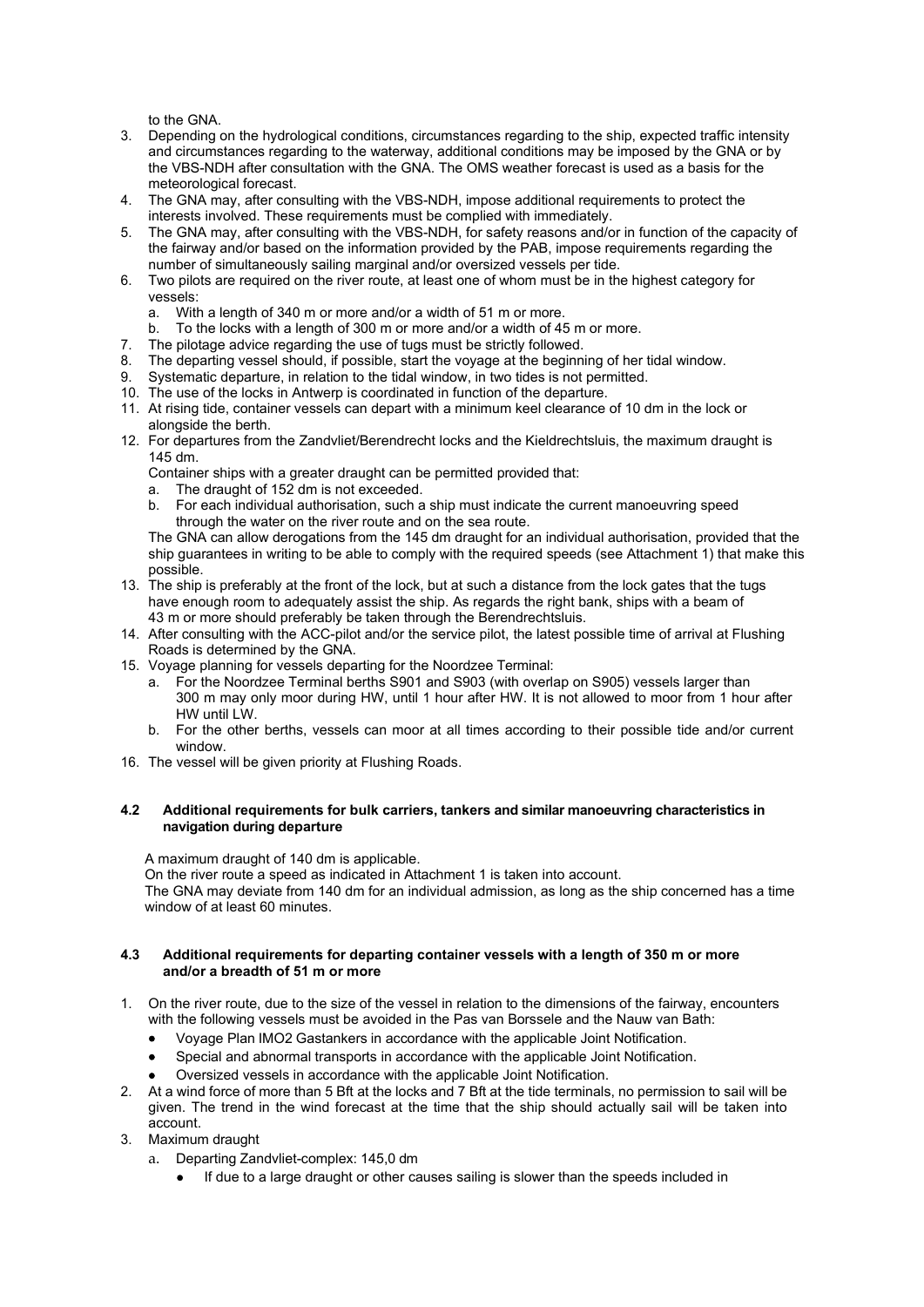to the GNA.

3. Depending on the hydrological conditions, circumstances regarding to the ship, expected traffic intensity and circumstances regarding to the waterway, additional conditions may be imposed by the GNA or by the VBS-NDH after consultation with the GNA. The OMS weather forecast is used as a basis for the meteorological forecast.
4. The GNA may, after consulting with the VBS-NDH, impose additional requirements to protect the interests involved. These requirements must be complied with immediately.
5. The GNA may, after consulting with the VBS-NDH, for safety reasons and/or in function of the capacity of the fairway and/or based on the information provided by the PAB, impose requirements regarding the number of simultaneously sailing marginal and/or oversized vessels per tide.
6. Two pilots are required on the river route, at least one of whom must be in the highest category for vessels:
   a. With a length of 340 m or more and/or a width of 51 m or more.
   b. To the locks with a length of 300 m or more and/or a width of 45 m or more.
7. The pilotage advice regarding the use of tugs must be strictly followed.
8. The departing vessel should, if possible, start the voyage at the beginning of her tidal window.
9. Systematic departure, in relation to the tidal window, in two tides is not permitted.
10. The use of the locks in Antwerp is coordinated in function of the departure.
11. At rising tide, container vessels can depart with a minimum keel clearance of 10 dm in the lock or alongside the berth.
12. For departures from the Zandvliet/Berendrecht locks and the Kieldrechtsluis, the maximum draught is 145 dm.
    Container ships with a greater draught can be permitted provided that:
    a. The draught of 152 dm is not exceeded.
    b. For each individual authorisation, such a ship must indicate the current manoeuvring speed through the water on the river route and on the sea route.

    The GNA can allow derogations from the 145 dm draught for an individual authorisation, provided that the ship guarantees in writing to be able to comply with the required speeds (see Attachment 1) that make this possible.
13. The ship is preferably at the front of the lock, but at such a distance from the lock gates that the tugs have enough room to adequately assist the ship. As regards the right bank, ships with a beam of 43 m or more should preferably be taken through the Berendrechtsluis.
14. After consulting with the ACC-pilot and/or the service pilot, the latest possible time of arrival at Flushing Roads is determined by the GNA.
15. Voyage planning for vessels departing for the Noordzee Terminal:
    a. For the Noordzee Terminal berths S901 and S903 (with overlap on S905) vessels larger than 300 m may only moor during HW, until 1 hour after HW. It is not allowed to moor from 1 hour after HW until LW.
    b. For the other berths, vessels can moor at all times according to their possible tide and/or current window.
16. The vessel will be given priority at Flushing Roads.

### 4.2 Additional requirements for bulk carriers, tankers and similar manoeuvring characteristics in navigation during departure

A maximum draught of 140 dm is applicable.
On the river route a speed as indicated in Attachment 1 is taken into account.
The GNA may deviate from 140 dm for an individual admission, as long as the ship concerned has a time window of at least 60 minutes.

### 4.3 Additional requirements for departing container vessels with a length of 350 m or more and/or a breadth of 51 m or more

1. On the river route, due to the size of the vessel in relation to the dimensions of the fairway, encounters with the following vessels must be avoided in the Pas van Borssele and the Nauw van Bath:
   - Voyage Plan IMO2 Gastankers in accordance with the applicable Joint Notification.
   - Special and abnormal transports in accordance with the applicable Joint Notification.
   - Oversized vessels in accordance with the applicable Joint Notification.
2. At a wind force of more than 5 Bft at the locks and 7 Bft at the tide terminals, no permission to sail will be given. The trend in the wind forecast at the time that the ship should actually sail will be taken into account.
3. Maximum draught
   a. Departing Zandvliet-complex: 145,0 dm
      - If due to a large draught or other causes sailing is slower than the speeds included in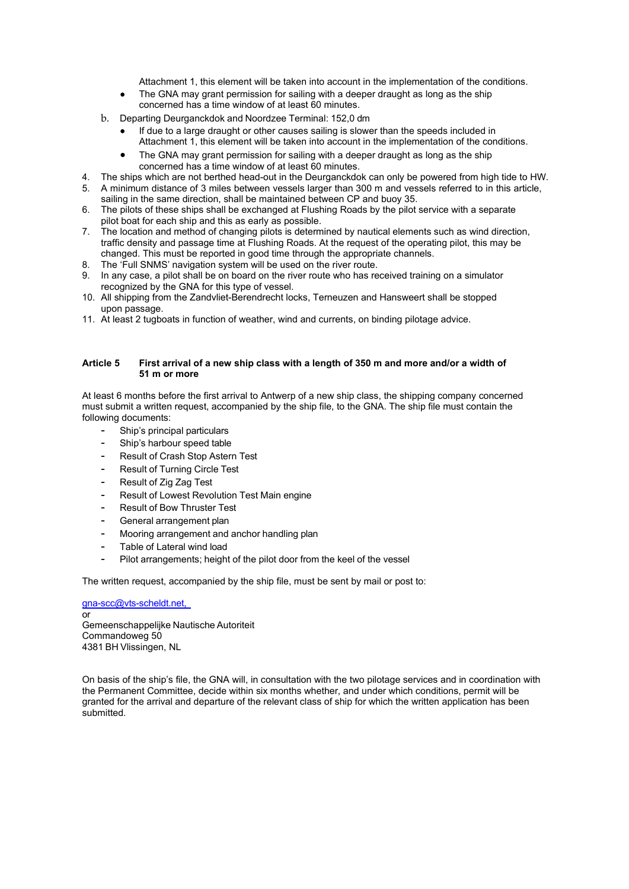Attachment 1, this element will be taken into account in the implementation of the conditions.
   - The GNA may grant permission for sailing with a deeper draught as long as the ship concerned has a time window of at least 60 minutes.

   b. Departing Deurganckdok and Noordzee Terminal: 152,0 dm
   - If due to a large draught or other causes sailing is slower than the speeds included in Attachment 1, this element will be taken into account in the implementation of the conditions.
   - The GNA may grant permission for sailing with a deeper draught as long as the ship concerned has a time window of at least 60 minutes.

4. The ships which are not berthed head-out in the Deurganckdok can only be powered from high tide to HW.
5. A minimum distance of 3 miles between vessels larger than 300 m and vessels referred to in this article, sailing in the same direction, shall be maintained between CP and buoy 35.
6. The pilots of these ships shall be exchanged at Flushing Roads by the pilot service with a separate pilot boat for each ship and this as early as possible.
7. The location and method of changing pilots is determined by nautical elements such as wind direction, traffic density and passage time at Flushing Roads. At the request of the operating pilot, this may be changed. This must be reported in good time through the appropriate channels.
8. The 'Full SNMS' navigation system will be used on the river route.
9. In any case, a pilot shall be on board on the river route who has received training on a simulator recognized by the GNA for this type of vessel.
10. All shipping from the Zandvliet-Berendrecht locks, Terneuzen and Hansweert shall be stopped upon passage.
11. At least 2 tugboats in function of weather, wind and currents, on binding pilotage advice.

## Article 5 First arrival of a new ship class with a length of 350 m and more and/or a width of 51 m or more

At least 6 months before the first arrival to Antwerp of a new ship class, the shipping company concerned must submit a written request, accompanied by the ship file, to the GNA. The ship file must contain the following documents:

- Ship's principal particulars
- Ship's harbour speed table
- Result of Crash Stop Astern Test
- Result of Turning Circle Test
- Result of Zig Zag Test
- Result of Lowest Revolution Test Main engine
- Result of Bow Thruster Test
- General arrangement plan
- Mooring arrangement and anchor handling plan
- Table of Lateral wind load
- Pilot arrangements; height of the pilot door from the keel of the vessel

The written request, accompanied by the ship file, must be sent by mail or post to:

gna-scc@vts-scheldt.net,
or
Gemeenschappelijke Nautische Autoriteit
Commandoweg 50
4381 BH Vlissingen, NL

On basis of the ship's file, the GNA will, in consultation with the two pilotage services and in coordination with the Permanent Committee, decide within six months whether, and under which conditions, permit will be granted for the arrival and departure of the relevant class of ship for which the written application has been submitted.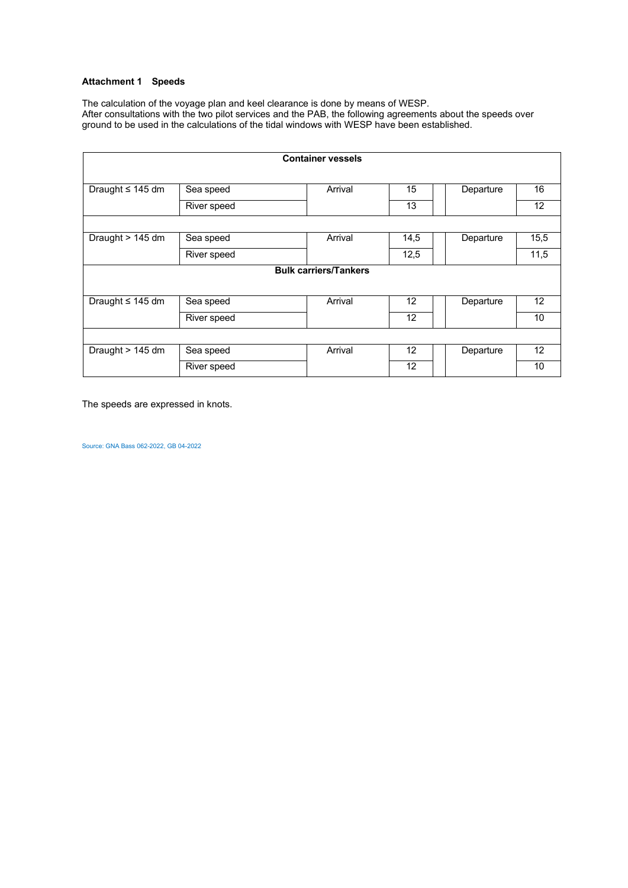**Attachment 1 Speeds**

The calculation of the voyage plan and keel clearance is done by means of WESP.
After consultations with the two pilot services and the PAB, the following agreements about the speeds over ground to be used in the calculations of the tidal windows with WESP have been established.

| | | | | | | |
|---|---|---|---|---|---|---|
| **Container vessels** | | | | | | |
| Draught ≤ 145 dm | Sea speed | Arrival | 15 | | Departure | 16 |
| | River speed | | 13 | | | 12 |
| | | | | | | |
| Draught > 145 dm | Sea speed | Arrival | 14,5 | | Departure | 15,5 |
| | River speed | | 12,5 | | | 11,5 |
| **Bulk carriers/Tankers** | | | | | | |
| Draught ≤ 145 dm | Sea speed | Arrival | 12 | | Departure | 12 |
| | River speed | | 12 | | | 10 |
| | | | | | | |
| Draught > 145 dm | Sea speed | Arrival | 12 | | Departure | 12 |
| | River speed | | 12 | | | 10 |

The speeds are expressed in knots.

Source: GNA Bass 062-2022, GB 04-2022